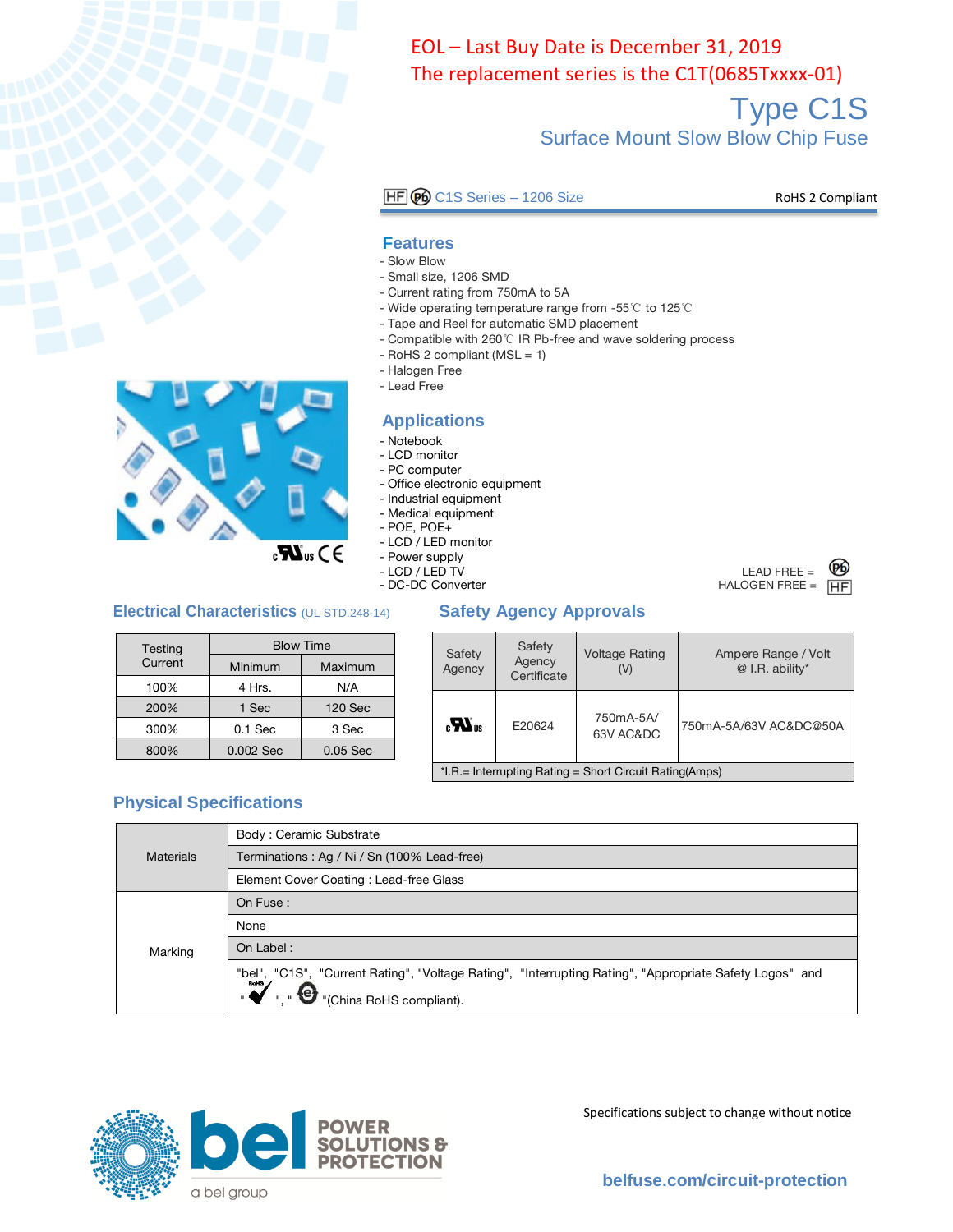EOL – Last Buy Date is December 31, 2019
The replacement series is the C1T(0685Txxxx-01)

# Type C1S

## Surface Mount Slow Blow Chip Fuse

HF Pb C1S Series – 1206 Size

RoHS 2 Compliant

## Features

- Slow Blow
- Small size, 1206 SMD
- Current rating from 750mA to 5A
- Wide operating temperature range from -55℃ to 125℃
- Tape and Reel for automatic SMD placement
- Compatible with 260℃ IR Pb-free and wave soldering process
- RoHS 2 compliant (MSL = 1)
- Halogen Free
- Lead Free

## Applications

- Notebook
- LCD monitor
- PC computer
- Office electronic equipment
- Industrial equipment
- Medical equipment
- POE, POE+
- LCD / LED monitor
- Power supply
- LCD / LED TV
- DC-DC Converter

LEAD FREE = Pb
HALOGEN FREE = HF

## Electrical Characteristics (UL STD.248-14)

| Testing Current | Blow Time | |
|---|---|---|
| | Minimum | Maximum |
| 100% | 4 Hrs. | N/A |
| 200% | 1 Sec | 120 Sec |
| 300% | 0.1 Sec | 3 Sec |
| 800% | 0.002 Sec | 0.05 Sec |

## Safety Agency Approvals

| Safety Agency | Safety Agency Certificate | Voltage Rating (V) | Ampere Range / Volt @ I.R. ability* |
|---|---|---|---|
| cULus | E20624 | 750mA-5A/ 63V AC&DC | 750mA-5A/63V AC&DC@50A |

*I.R.= Interrupting Rating = Short Circuit Rating(Amps)

## Physical Specifications

| Materials | Body : Ceramic Substrate |
|---|---|
| | Terminations : Ag / Ni / Sn (100% Lead-free) |
| | Element Cover Coating : Lead-free Glass |
| Marking | On Fuse : |
| | None |
| | On Label : |
| | "bel", "C1S", "Current Rating", "Voltage Rating", "Interrupting Rating", "Appropriate Safety Logos" and "RoHS ✔", "e" "(China RoHS compliant). |

Specifications subject to change without notice

belfuse.com/circuit-protection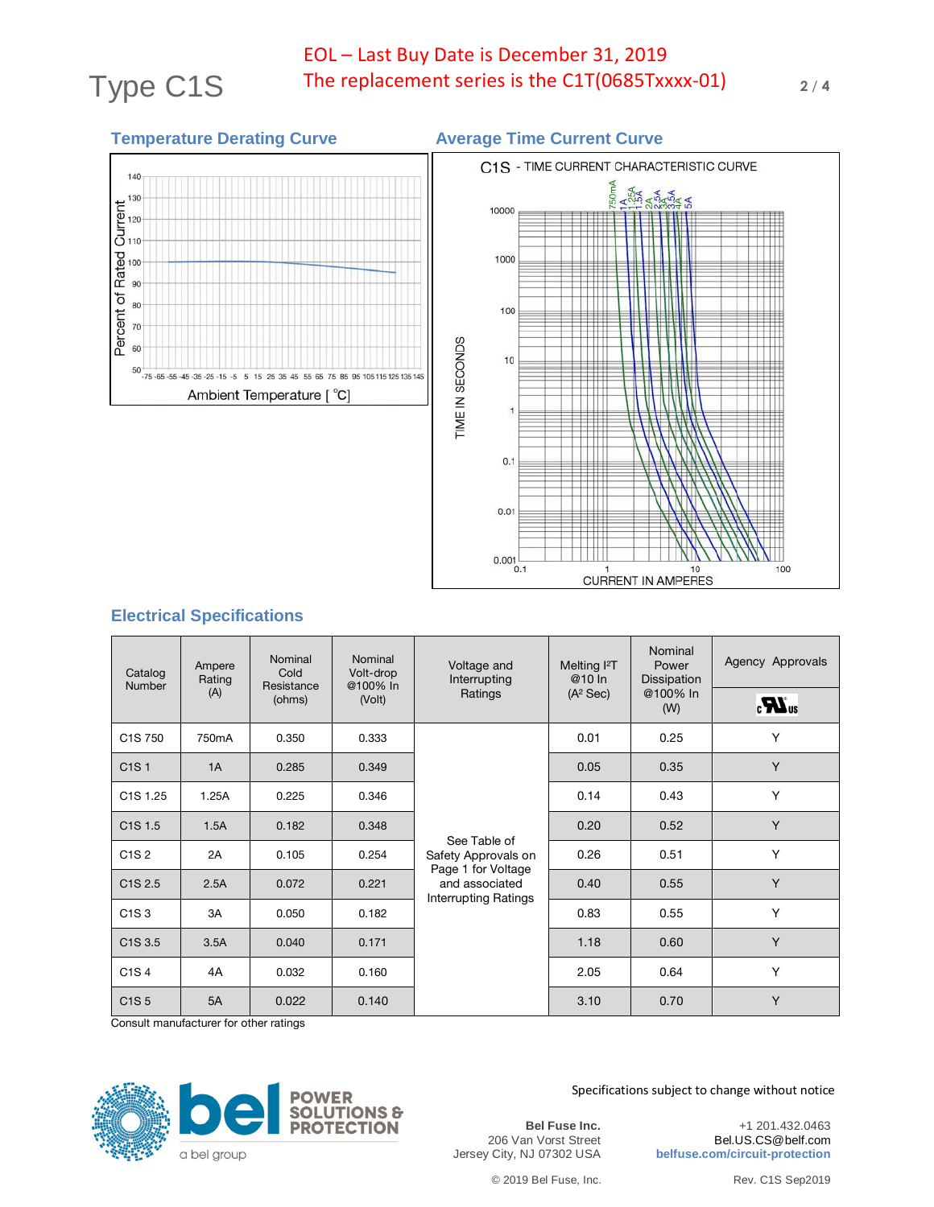# Type C1S

EOL – Last Buy Date is December 31, 2019
The replacement series is the C1T(0685Txxxx-01)

## Temperature Derating Curve

## Average Time Current Curve

## Electrical Specifications

| Catalog Number | Ampere Rating (A) | Nominal Cold Resistance (ohms) | Nominal Volt-drop @100% In (Volt) | Voltage and Interrupting Ratings | Melting $I^2T$ @10 In ($A^2$ Sec) | Nominal Power Dissipation @100% In (W) | Agency Approvals cULus |
|---|---|---|---|---|---|---|---|
| C1S 750 | 750mA | 0.350 | 0.333 | See Table of Safety Approvals on Page 1 for Voltage and associated Interrupting Ratings | 0.01 | 0.25 | Y |
| C1S 1 | 1A | 0.285 | 0.349 | | 0.05 | 0.35 | Y |
| C1S 1.25 | 1.25A | 0.225 | 0.346 | | 0.14 | 0.43 | Y |
| C1S 1.5 | 1.5A | 0.182 | 0.348 | | 0.20 | 0.52 | Y |
| C1S 2 | 2A | 0.105 | 0.254 | | 0.26 | 0.51 | Y |
| C1S 2.5 | 2.5A | 0.072 | 0.221 | | 0.40 | 0.55 | Y |
| C1S 3 | 3A | 0.050 | 0.182 | | 0.83 | 0.55 | Y |
| C1S 3.5 | 3.5A | 0.040 | 0.171 | | 1.18 | 0.60 | Y |
| C1S 4 | 4A | 0.032 | 0.160 | | 2.05 | 0.64 | Y |
| C1S 5 | 5A | 0.022 | 0.140 | | 3.10 | 0.70 | Y |

Consult manufacturer for other ratings

Specifications subject to change without notice

**Bel Fuse Inc.**
206 Van Vorst Street
Jersey City, NJ 07302 USA

+1 201.432.0463
Bel.US.CS@belf.com
**belfuse.com/circuit-protection**

© 2019 Bel Fuse, Inc.

Rev. C1S Sep2019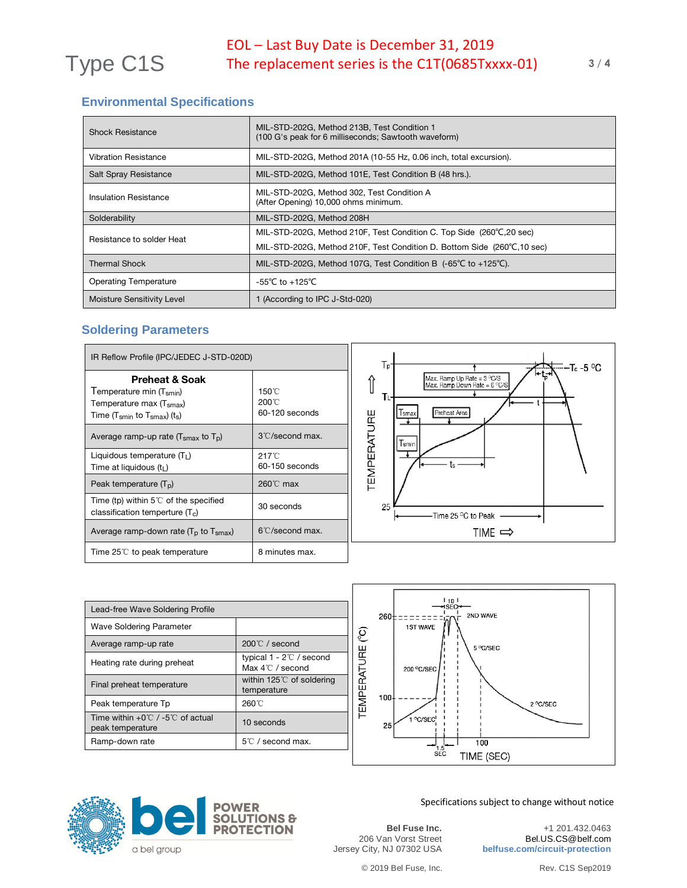Type C1S

EOL – Last Buy Date is December 31, 2019
The replacement series is the C1T(0685Txxxx-01)

## Environmental Specifications

| | |
|---|---|
| Shock Resistance | MIL-STD-202G, Method 213B, Test Condition 1<br>(100 G's peak for 6 milliseconds; Sawtooth waveform) |
| Vibration Resistance | MIL-STD-202G, Method 201A (10-55 Hz, 0.06 inch, total excursion). |
| Salt Spray Resistance | MIL-STD-202G, Method 101E, Test Condition B (48 hrs.). |
| Insulation Resistance | MIL-STD-202G, Method 302, Test Condition A<br>(After Opening) 10,000 ohms minimum. |
| Solderability | MIL-STD-202G, Method 208H |
| Resistance to solder Heat | MIL-STD-202G, Method 210F, Test Condition C. Top Side (260℃,20 sec)<br>MIL-STD-202G, Method 210F, Test Condition D. Bottom Side (260℃,10 sec) |
| Thermal Shock | MIL-STD-202G, Method 107G, Test Condition B (-65℃ to +125℃). |
| Operating Temperature | -55℃ to +125℃ |
| Moisture Sensitivity Level | 1 (According to IPC J-Std-020) |

## Soldering Parameters

| IR Reflow Profile (IPC/JEDEC J-STD-020D) | |
|---|---|
| **Preheat & Soak**<br>Temperature min ($T_{smin}$)<br>Temperature max ($T_{smax}$)<br>Time ($T_{smin}$ to $T_{smax}$) ($t_s$) | <br>150℃<br>200℃<br>60-120 seconds |
| Average ramp-up rate ($T_{smax}$ to $T_p$) | 3℃/second max. |
| Liquidous temperature ($T_L$)<br>Time at liquidous ($t_L$) | 217℃<br>60-150 seconds |
| Peak temperature ($T_p$) | 260℃ max |
| Time (tp) within 5℃ of the specified classification temperture ($T_c$) | 30 seconds |
| Average ramp-down rate ($T_p$ to $T_{smax}$) | 6℃/second max. |
| Time 25℃ to peak temperature | 8 minutes max. |

| Lead-free Wave Soldering Profile | |
|---|---|
| Wave Soldering Parameter | |
| Average ramp-up rate | 200℃ / second |
| Heating rate during preheat | typical 1 - 2℃ / second<br>Max 4℃ / second |
| Final preheat temperature | within 125℃ of soldering temperature |
| Peak temperature Tp | 260℃ |
| Time within +0℃ / -5℃ of actual peak temperature | 10 seconds |
| Ramp-down rate | 5℃ / second max. |

Specifications subject to change without notice

**Bel Fuse Inc.**
206 Van Vorst Street
Jersey City, NJ 07302 USA

+1 201.432.0463
Bel.US.CS@belf.com
belfuse.com/circuit-protection

© 2019 Bel Fuse, Inc.    Rev. C1S Sep2019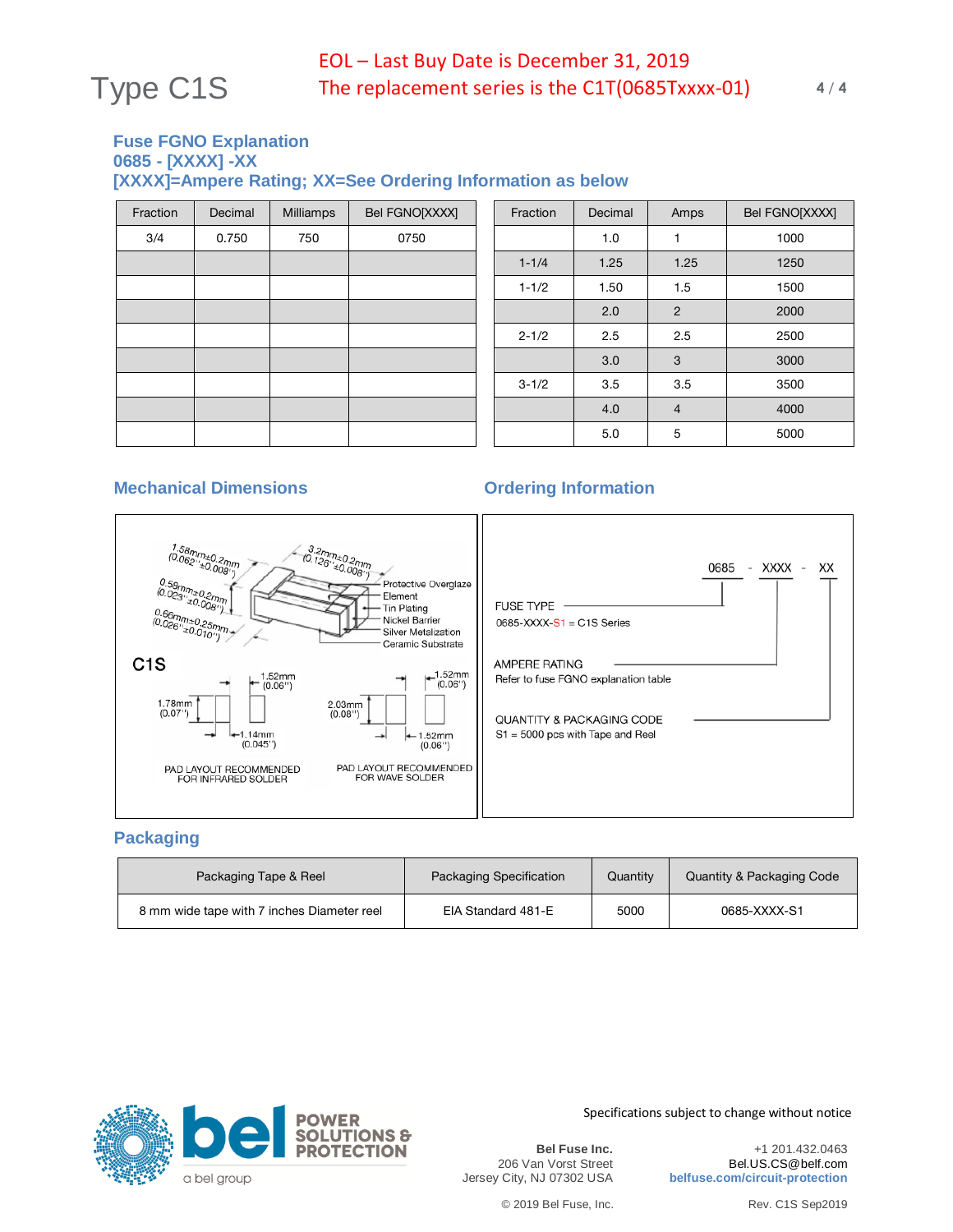# Type C1S

EOL – Last Buy Date is December 31, 2019
The replacement series is the C1T(0685Txxxx-01)

## Fuse FGNO Explanation
## 0685 - [XXXX] -XX
## [XXXX]=Ampere Rating; XX=See Ordering Information as below

| Fraction | Decimal | Milliamps | Bel FGNO[XXXX] |
|---|---|---|---|
| 3/4 | 0.750 | 750 | 0750 |
| | | | |
| | | | |
| | | | |
| | | | |
| | | | |
| | | | |
| | | | |
| | | | |

| Fraction | Decimal | Amps | Bel FGNO[XXXX] |
|---|---|---|---|
| | 1.0 | 1 | 1000 |
| 1-1/4 | 1.25 | 1.25 | 1250 |
| 1-1/2 | 1.50 | 1.5 | 1500 |
| | 2.0 | 2 | 2000 |
| 2-1/2 | 2.5 | 2.5 | 2500 |
| | 3.0 | 3 | 3000 |
| 3-1/2 | 3.5 | 3.5 | 3500 |
| | 4.0 | 4 | 4000 |
| | 5.0 | 5 | 5000 |

## Mechanical Dimensions

1.58mm±0.2mm (0.062"±0.008")
3.2mm±0.2mm (0.126"±0.008")
0.58mm±0.2mm (0.023"±0.008")
0.66mm±0.25mm (0.026"±0.010")

Protective Overglaze
Element
Tin Plating
Nickel Barrier
Silver Metalization
Ceramic Substrate

C1S

1.52mm (0.06")
1.78mm (0.07")
1.14mm (0.045")
PAD LAYOUT RECOMMENDED FOR INFRARED SOLDER

1.52mm (0.06")
2.03mm (0.08")
1.52mm (0.06")
PAD LAYOUT RECOMMENDED FOR WAVE SOLDER

## Ordering Information

0685 - XXXX - XX

FUSE TYPE
0685-XXXX-S1 = C1S Series

AMPERE RATING
Refer to fuse FGNO explanation table

QUANTITY & PACKAGING CODE
S1 = 5000 pcs with Tape and Reel

## Packaging

| Packaging Tape & Reel | Packaging Specification | Quantity | Quantity & Packaging Code |
|---|---|---|---|
| 8 mm wide tape with 7 inches Diameter reel | EIA Standard 481-E | 5000 | 0685-XXXX-S1 |

Specifications subject to change without notice

**Bel Fuse Inc.**
206 Van Vorst Street
Jersey City, NJ 07302 USA

+1 201.432.0463
Bel.US.CS@belf.com
**belfuse.com/circuit-protection**

© 2019 Bel Fuse, Inc.

Rev. C1S Sep2019